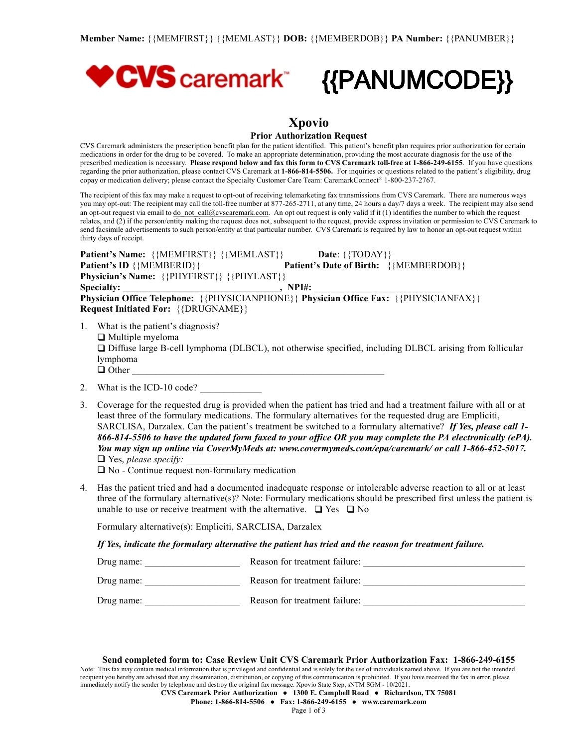**Member Name:** {{MEMFIRST}} {{MEMLAST}} **DOB:** {{MEMBERDOB}} **PA Number:** {{PANUMBER}}

CVS caremark

# {{PANUMCODE}}

## Xpovio

### Prior Authorization Request

CVS Caremark administers the prescription benefit plan for the patient identified. This patient's benefit plan requires prior authorization for certain medications in order for the drug to be covered. To make an appropriate determination, providing the most accurate diagnosis for the use of the prescribed medication is necessary. **Please respond below and fax this form to CVS Caremark toll-free at 1-866-249-6155**. If you have questions regarding the prior authorization, please contact CVS Caremark at **1-866-814-5506.** For inquiries or questions related to the patient's eligibility, drug copay or medication delivery; please contact the Specialty Customer Care Team: CaremarkConnect® 1-800-237-2767.

The recipient of this fax may make a request to opt-out of receiving telemarketing fax transmissions from CVS Caremark. There are numerous ways you may opt-out: The recipient may call the toll-free number at 877-265-2711, at any time, 24 hours a day/7 days a week. The recipient may also send an opt-out request via email to do_not_call@cvscaremark.com. An opt out request is only valid if it (1) identifies the number to which the request relates, and (2) if the person/entity making the request does not, subsequent to the request, provide express invitation or permission to CVS Caremark to send facsimile advertisements to such person/entity at that particular number. CVS Caremark is required by law to honor an opt-out request within thirty days of receipt.

**Patient's Name:** {{MEMFIRST}} {{MEMLAST}} **Date**: {{TODAY}}
**Patient's ID** {{MEMBERID}} **Patient's Date of Birth:** {{MEMBERDOB}}
**Physician's Name:** {{PHYFIRST}} {{PHYLAST}}
**Specialty: \_\_\_\_\_\_\_\_\_\_\_\_\_\_\_\_\_\_\_\_\_\_\_\_\_\_\_\_\_\_\_\_\_\_, NPI#:** \_\_\_\_\_\_\_\_\_\_\_\_\_\_\_\_\_\_\_\_\_\_\_\_\_\_\_
**Physician Office Telephone:** {{PHYSICIANPHONE}} **Physician Office Fax:** {{PHYSICIANFAX}}
**Request Initiated For:** {{DRUGNAME}}

1. What is the patient's diagnosis?
   ❑ Multiple myeloma
   ❑ Diffuse large B-cell lymphoma (DLBCL), not otherwise specified, including DLBCL arising from follicular lymphoma
   ❑ Other \_\_\_\_\_\_\_\_\_\_\_\_\_\_\_\_\_\_\_\_\_\_\_\_\_\_\_\_\_\_\_\_\_\_\_\_\_\_\_\_\_\_\_\_\_\_\_\_\_\_\_\_\_\_
2. What is the ICD-10 code? \_\_\_\_\_\_\_\_\_\_\_\_\_
3. Coverage for the requested drug is provided when the patient has tried and had a treatment failure with all or at least three of the formulary medications. The formulary alternatives for the requested drug are Empliciti, SARCLISA, Darzalex. Can the patient's treatment be switched to a formulary alternative? ***If Yes, please call 1-866-814-5506 to have the updated form faxed to your office OR you may complete the PA electronically (ePA). You may sign up online via CoverMyMeds at: www.covermymeds.com/epa/caremark/ or call 1-866-452-5017.***
   ❑ Yes, *please specify:* \_\_\_\_\_\_\_\_\_\_\_\_\_\_\_\_\_
   ❑ No - Continue request non-formulary medication
4. Has the patient tried and had a documented inadequate response or intolerable adverse reaction to all or at least three of the formulary alternative(s)? Note: Formulary medications should be prescribed first unless the patient is unable to use or receive treatment with the alternative. ❑ Yes ❑ No

   Formulary alternative(s): Empliciti, SARCLISA, Darzalex

   ***If Yes, indicate the formulary alternative the patient has tried and the reason for treatment failure.***

   Drug name: \_\_\_\_\_\_\_\_\_\_\_\_\_\_\_\_\_\_\_\_ Reason for treatment failure: \_\_\_\_\_\_\_\_\_\_\_\_\_\_\_\_\_\_\_\_\_\_\_\_\_\_\_\_\_\_\_\_\_\_

   Drug name: \_\_\_\_\_\_\_\_\_\_\_\_\_\_\_\_\_\_\_\_ Reason for treatment failure: \_\_\_\_\_\_\_\_\_\_\_\_\_\_\_\_\_\_\_\_\_\_\_\_\_\_\_\_\_\_\_\_\_\_

   Drug name: \_\_\_\_\_\_\_\_\_\_\_\_\_\_\_\_\_\_\_\_ Reason for treatment failure: \_\_\_\_\_\_\_\_\_\_\_\_\_\_\_\_\_\_\_\_\_\_\_\_\_\_\_\_\_\_\_\_\_\_

**Send completed form to: Case Review Unit CVS Caremark Prior Authorization Fax: 1-866-249-6155**

Note: This fax may contain medical information that is privileged and confidential and is solely for the use of individuals named above. If you are not the intended recipient you hereby are advised that any dissemination, distribution, or copying of this communication is prohibited. If you have received the fax in error, please immediately notify the sender by telephone and destroy the original fax message. Xpovio State Step, sNTM SGM - 10/2021.

**CVS Caremark Prior Authorization ● 1300 E. Campbell Road ● Richardson, TX 75081**
**Phone: 1-866-814-5506 ● Fax: 1-866-249-6155 ● www.caremark.com**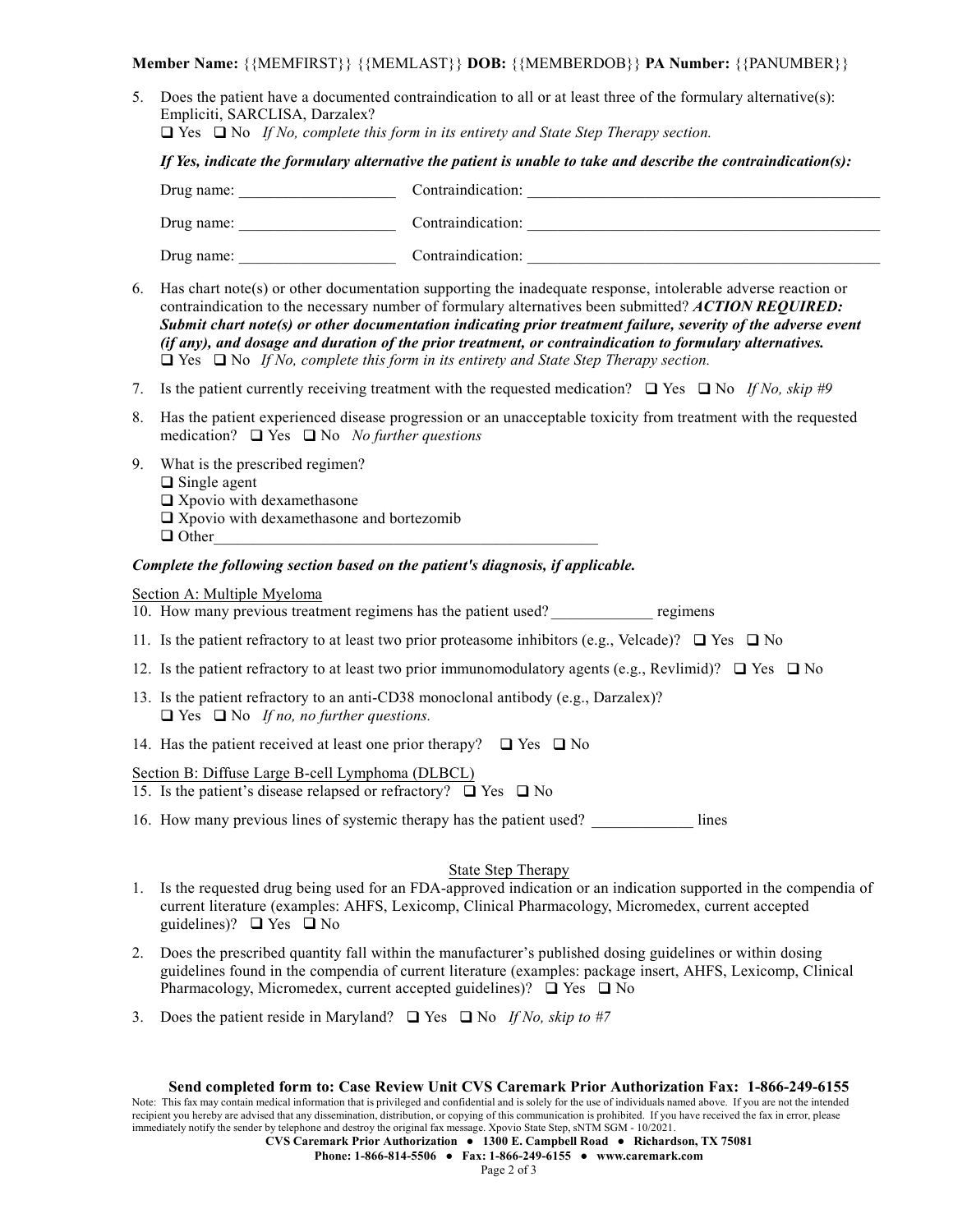**Member Name:** {{MEMFIRST}} {{MEMLAST}} **DOB:** {{MEMBERDOB}} **PA Number:** {{PANUMBER}}

5. Does the patient have a documented contraindication to all or at least three of the formulary alternative(s): Empliciti, SARCLISA, Darzalex?
   ❑ Yes ❑ No *If No, complete this form in its entirety and State Step Therapy section.*

   ***If Yes, indicate the formulary alternative the patient is unable to take and describe the contraindication(s):***

   Drug name: ____________________ Contraindication: ______________________________________________

   Drug name: ____________________ Contraindication: ______________________________________________

   Drug name: ____________________ Contraindication: ______________________________________________

6. Has chart note(s) or other documentation supporting the inadequate response, intolerable adverse reaction or contraindication to the necessary number of formulary alternatives been submitted? ***ACTION REQUIRED: Submit chart note(s) or other documentation indicating prior treatment failure, severity of the adverse event (if any), and dosage and duration of the prior treatment, or contraindication to formulary alternatives.***
   ❑ Yes ❑ No *If No, complete this form in its entirety and State Step Therapy section.*

7. Is the patient currently receiving treatment with the requested medication? ❑ Yes ❑ No *If No, skip #9*

8. Has the patient experienced disease progression or an unacceptable toxicity from treatment with the requested medication? ❑ Yes ❑ No *No further questions*

9. What is the prescribed regimen?
   ❑ Single agent
   ❑ Xpovio with dexamethasone
   ❑ Xpovio with dexamethasone and bortezomib
   ❑ Other____________________________________________________

***Complete the following section based on the patient's diagnosis, if applicable.***

Section A: Multiple Myeloma

10. How many previous treatment regimens has the patient used? _____________ regimens

11. Is the patient refractory to at least two prior proteasome inhibitors (e.g., Velcade)? ❑ Yes ❑ No

12. Is the patient refractory to at least two prior immunomodulatory agents (e.g., Revlimid)? ❑ Yes ❑ No

13. Is the patient refractory to an anti-CD38 monoclonal antibody (e.g., Darzalex)?
    ❑ Yes ❑ No *If no, no further questions.*

14. Has the patient received at least one prior therapy? ❑ Yes ❑ No

Section B: Diffuse Large B-cell Lymphoma (DLBCL)

15. Is the patient's disease relapsed or refractory? ❑ Yes ❑ No

16. How many previous lines of systemic therapy has the patient used? _____________ lines

State Step Therapy

1. Is the requested drug being used for an FDA-approved indication or an indication supported in the compendia of current literature (examples: AHFS, Lexicomp, Clinical Pharmacology, Micromedex, current accepted guidelines)? ❑ Yes ❑ No

2. Does the prescribed quantity fall within the manufacturer's published dosing guidelines or within dosing guidelines found in the compendia of current literature (examples: package insert, AHFS, Lexicomp, Clinical Pharmacology, Micromedex, current accepted guidelines)? ❑ Yes ❑ No

3. Does the patient reside in Maryland? ❑ Yes ❑ No *If No, skip to #7*

**Send completed form to: Case Review Unit CVS Caremark Prior Authorization Fax: 1-866-249-6155**

Note: This fax may contain medical information that is privileged and confidential and is solely for the use of individuals named above. If you are not the intended recipient you hereby are advised that any dissemination, distribution, or copying of this communication is prohibited. If you have received the fax in error, please immediately notify the sender by telephone and destroy the original fax message. Xpovio State Step, sNTM SGM - 10/2021.

**CVS Caremark Prior Authorization ● 1300 E. Campbell Road ● Richardson, TX 75081**

**Phone: 1-866-814-5506 ● Fax: 1-866-249-6155 ● www.caremark.com**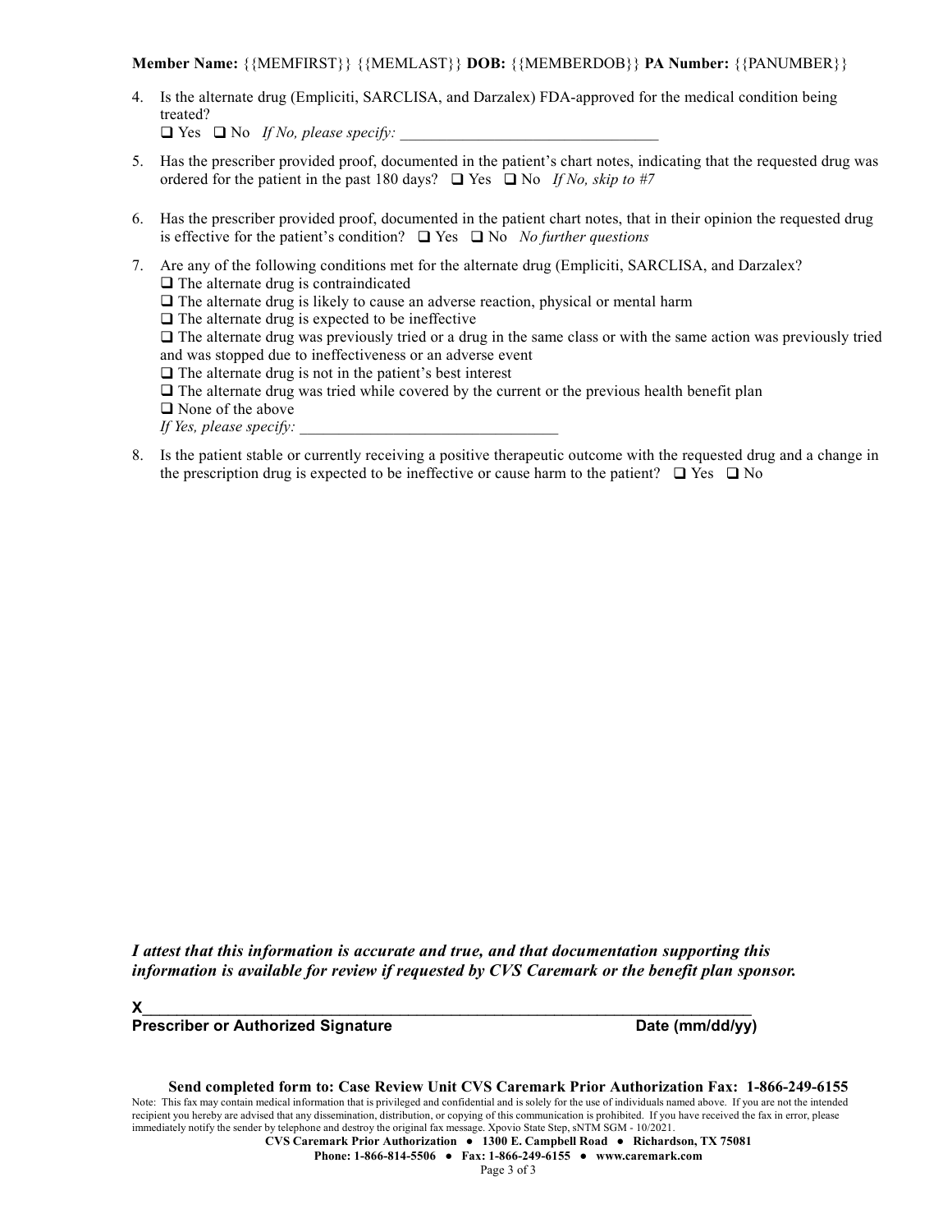**Member Name:** {{MEMFIRST}} {{MEMLAST}} **DOB:** {{MEMBERDOB}} **PA Number:** {{PANUMBER}}

4. Is the alternate drug (Empliciti, SARCLISA, and Darzalex) FDA-approved for the medical condition being treated?
   ❑ Yes ❑ No *If No, please specify:* ________________________________

5. Has the prescriber provided proof, documented in the patient's chart notes, indicating that the requested drug was ordered for the patient in the past 180 days? ❑ Yes ❑ No *If No, skip to #7*

6. Has the prescriber provided proof, documented in the patient chart notes, that in their opinion the requested drug is effective for the patient's condition? ❑ Yes ❑ No *No further questions*

7. Are any of the following conditions met for the alternate drug (Empliciti, SARCLISA, and Darzalex?
   ❑ The alternate drug is contraindicated
   ❑ The alternate drug is likely to cause an adverse reaction, physical or mental harm
   ❑ The alternate drug is expected to be ineffective
   ❑ The alternate drug was previously tried or a drug in the same class or with the same action was previously tried and was stopped due to ineffectiveness or an adverse event
   ❑ The alternate drug is not in the patient's best interest
   ❑ The alternate drug was tried while covered by the current or the previous health benefit plan
   ❑ None of the above
   *If Yes, please specify:* ________________________________

8. Is the patient stable or currently receiving a positive therapeutic outcome with the requested drug and a change in the prescription drug is expected to be ineffective or cause harm to the patient? ❑ Yes ❑ No

***I attest that this information is accurate and true, and that documentation supporting this information is available for review if requested by CVS Caremark or the benefit plan sponsor.***

**X**__________________________________________________________________________

**Prescriber or Authorized Signature** **Date (mm/dd/yy)**

**Send completed form to: Case Review Unit CVS Caremark Prior Authorization Fax: 1-866-249-6155**

Note: This fax may contain medical information that is privileged and confidential and is solely for the use of individuals named above. If you are not the intended recipient you hereby are advised that any dissemination, distribution, or copying of this communication is prohibited. If you have received the fax in error, please immediately notify the sender by telephone and destroy the original fax message. Xpovio State Step, sNTM SGM - 10/2021.

**CVS Caremark Prior Authorization ● 1300 E. Campbell Road ● Richardson, TX 75081**

**Phone: 1-866-814-5506 ● Fax: 1-866-249-6155 ● www.caremark.com**